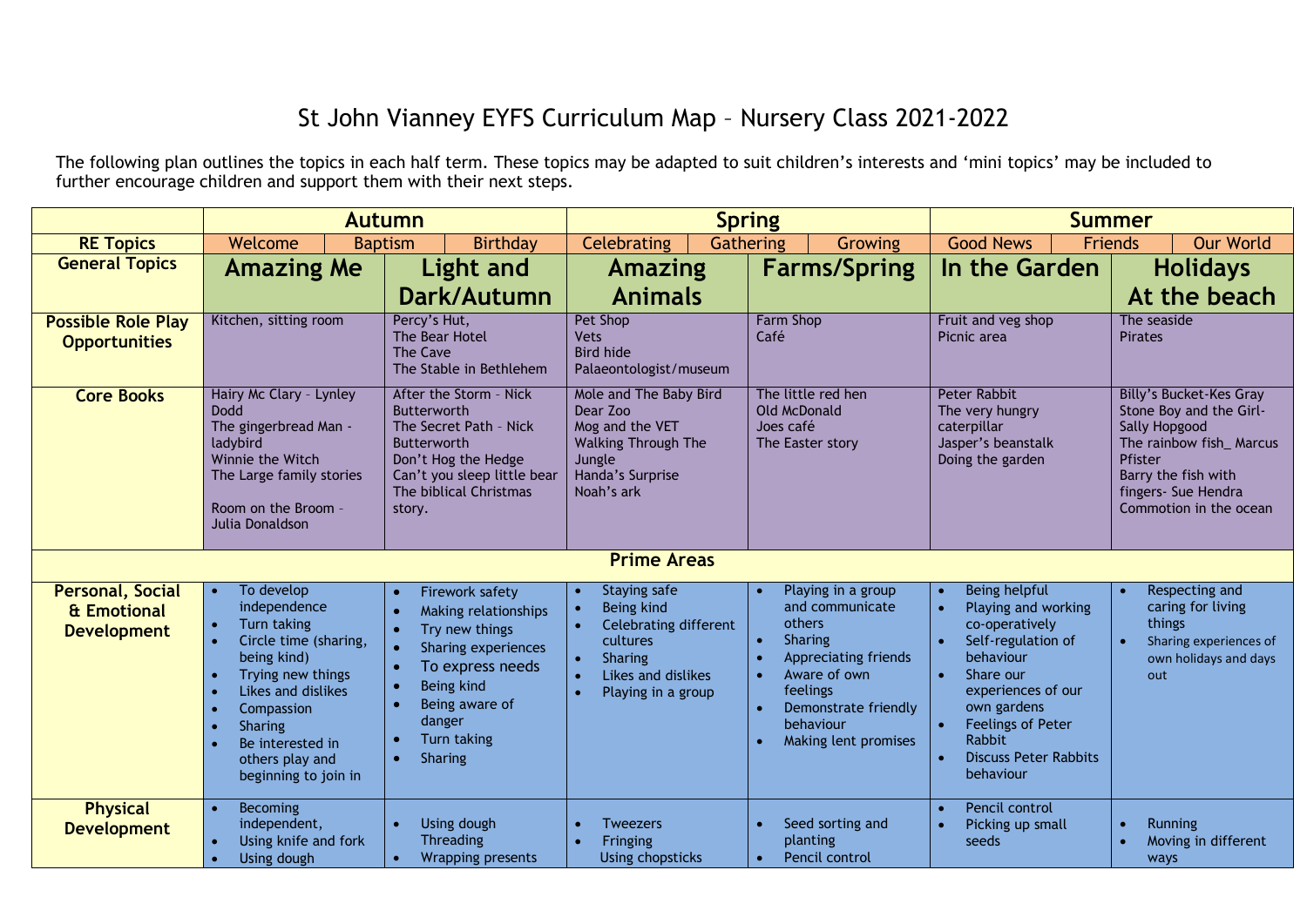# St John Vianney EYFS Curriculum Map – Nursery Class 2021-2022

The following plan outlines the topics in each half term. These topics may be adapted to suit children's interests and 'mini topics' may be included to further encourage children and support them with their next steps.

| | Autumn | | Spring | | Summer | |
|---|---|---|---|---|---|---|
| **RE Topics** | Welcome / Baptism | Birthday | Celebrating / Gathering | Growing | Good News / Friends | Our World |
| **General Topics** | Amazing Me | Light and Dark/Autumn | Amazing Animals | Farms/Spring | In the Garden | Holidays At the beach |
| **Possible Role Play Opportunities** | Kitchen, sitting room | Percy's Hut,<br>The Bear Hotel<br>The Cave<br>The Stable in Bethlehem | Pet Shop<br>Vets<br>Bird hide<br>Palaeontologist/museum | Farm Shop<br>Café | Fruit and veg shop<br>Picnic area | The seaside<br>Pirates |
| **Core Books** | Hairy Mc Clary – Lynley Dodd<br>The gingerbread Man - ladybird<br>Winnie the Witch<br>The Large family stories<br><br>Room on the Broom – Julia Donaldson | After the Storm - Nick Butterworth<br>The Secret Path - Nick Butterworth<br>Don't Hog the Hedge<br>Can't you sleep little bear<br>The biblical Christmas story. | Mole and The Baby Bird<br>Dear Zoo<br>Mog and the VET<br>Walking Through The Jungle<br>Handa's Surprise<br>Noah's ark | The little red hen<br>Old McDonald<br>Joes café<br>The Easter story | Peter Rabbit<br>The very hungry caterpillar<br>Jasper's beanstalk<br>Doing the garden | Billy's Bucket-Kes Gray<br>Stone Boy and the Girl- Sally Hopgood<br>The rainbow fish_ Marcus Pfister<br>Barry the fish with fingers- Sue Hendra<br>Commotion in the ocean |
| **Prime Areas** | | | | | | |
| **Personal, Social & Emotional Development** | • To develop independence<br>• Turn taking<br>• Circle time (sharing, being kind)<br>• Trying new things<br>• Likes and dislikes<br>• Compassion<br>• Sharing<br>• Be interested in others play and beginning to join in | • Firework safety<br>• Making relationships<br>• Try new things<br>• Sharing experiences<br>• To express needs<br>• Being kind<br>• Being aware of danger<br>• Turn taking<br>• Sharing | • Staying safe<br>• Being kind<br>• Celebrating different cultures<br>• Sharing<br>• Likes and dislikes<br>• Playing in a group | • Playing in a group and communicate others<br>• Sharing<br>• Appreciating friends<br>• Aware of own feelings<br>• Demonstrate friendly behaviour<br>• Making lent promises | • Being helpful<br>• Playing and working co-operatively<br>• Self-regulation of behaviour<br>• Share our experiences of our own gardens<br>• Feelings of Peter Rabbit<br>• Discuss Peter Rabbits behaviour | • Respecting and caring for living things<br>• Sharing experiences of own holidays and days out |
| **Physical Development** | • Becoming independent,<br>• Using knife and fork<br>• Using dough | • Using dough<br>Threading<br>• Wrapping presents | • Tweezers<br>• Fringing<br>Using chopsticks | • Seed sorting and planting<br>• Pencil control | • Pencil control<br>• Picking up small seeds | • Running<br>• Moving in different ways |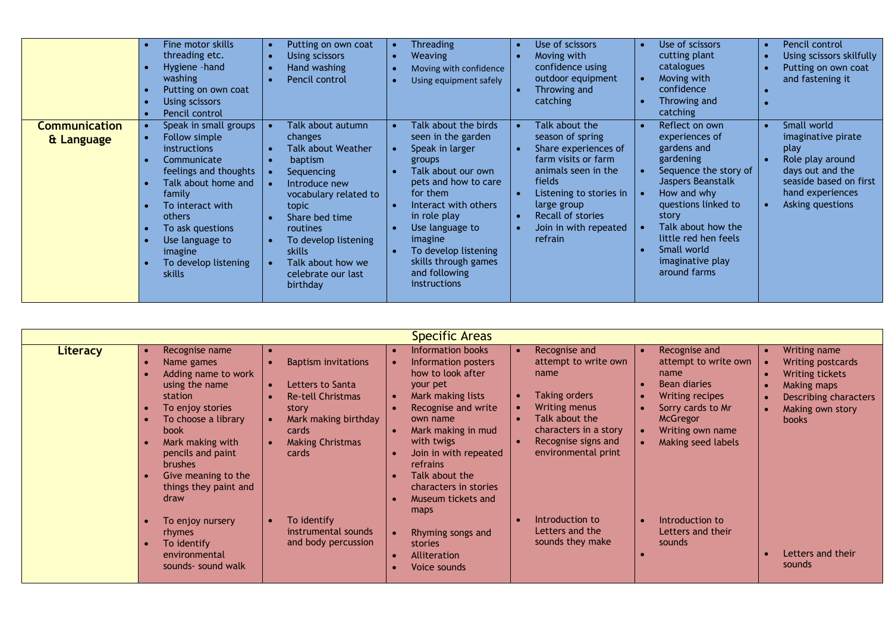| | | | | | | |
|---|---|---|---|---|---|---|
| | • Fine motor skills threading etc.<br>• Hygiene –hand washing<br>• Putting on own coat<br>• Using scissors<br>• Pencil control | • Putting on own coat<br>• Using scissors<br>• Hand washing<br>• Pencil control | • Threading<br>• Weaving<br>• Moving with confidence<br>• Using equipment safely | • Use of scissors<br>• Moving with confidence using outdoor equipment<br>• Throwing and catching | • Use of scissors cutting plant catalogues<br>• Moving with confidence<br>• Throwing and catching | • Pencil control<br>• Using scissors skilfully<br>• Putting on own coat and fastening it<br>•<br>• |
| **Communication & Language** | • Speak in small groups<br>• Follow simple instructions<br>• Communicate feelings and thoughts<br>• Talk about home and family<br>• To interact with others<br>• To ask questions<br>• Use language to imagine<br>• To develop listening skills | • Talk about autumn changes<br>• Talk about Weather<br>• baptism<br>• Sequencing<br>• Introduce new vocabulary related to topic<br>• Share bed time routines<br>• To develop listening skills<br>• Talk about how we celebrate our last birthday | • Talk about the birds seen in the garden<br>• Speak in larger groups<br>• Talk about our own pets and how to care for them<br>• Interact with others in role play<br>• Use language to imagine<br>• To develop listening skills through games and following instructions | • Talk about the season of spring<br>• Share experiences of farm visits or farm animals seen in the fields<br>• Listening to stories in large group<br>• Recall of stories<br>• Join in with repeated refrain | • Reflect on own experiences of gardens and gardening<br>• Sequence the story of Jaspers Beanstalk<br>• How and why questions linked to story<br>• Talk about how the little red hen feels<br>• Small world imaginative play around farms | • Small world imaginative pirate play<br>• Role play around days out and the seaside based on first hand experiences<br>• Asking questions |

| Specific Areas | | | | | | |
|---|---|---|---|---|---|---|
| **Literacy** | • Recognise name<br>• Name games<br>• Adding name to work using the name station<br>• To enjoy stories<br>• To choose a library book<br>• Mark making with pencils and paint brushes<br>• Give meaning to the things they paint and draw<br><br>• To enjoy nursery rhymes<br>• To identify environmental sounds- sound walk | •<br>• Baptism invitations<br><br>• Letters to Santa<br>• Re-tell Christmas story<br>• Mark making birthday cards<br>• Making Christmas cards<br><br>• To identify instrumental sounds and body percussion | • Information books<br>• Information posters how to look after your pet<br>• Mark making lists<br>• Recognise and write own name<br>• Mark making in mud with twigs<br>• Join in with repeated refrains<br>• Talk about the characters in stories<br>• Museum tickets and maps<br><br>• Rhyming songs and stories<br>• Alliteration<br>• Voice sounds | • Recognise and attempt to write own name<br><br>• Taking orders<br>• Writing menus<br>• Talk about the characters in a story<br>• Recognise signs and environmental print<br><br>• Introduction to Letters and the sounds they make | • Recognise and attempt to write own name<br>• Bean diaries<br>• Writing recipes<br>• Sorry cards to Mr McGregor<br>• Writing own name<br>• Making seed labels<br><br>• Introduction to Letters and their sounds<br>• | • Writing name<br>• Writing postcards<br>• Writing tickets<br>• Making maps<br>• Describing characters<br>• Making own story books<br><br>• Letters and their sounds |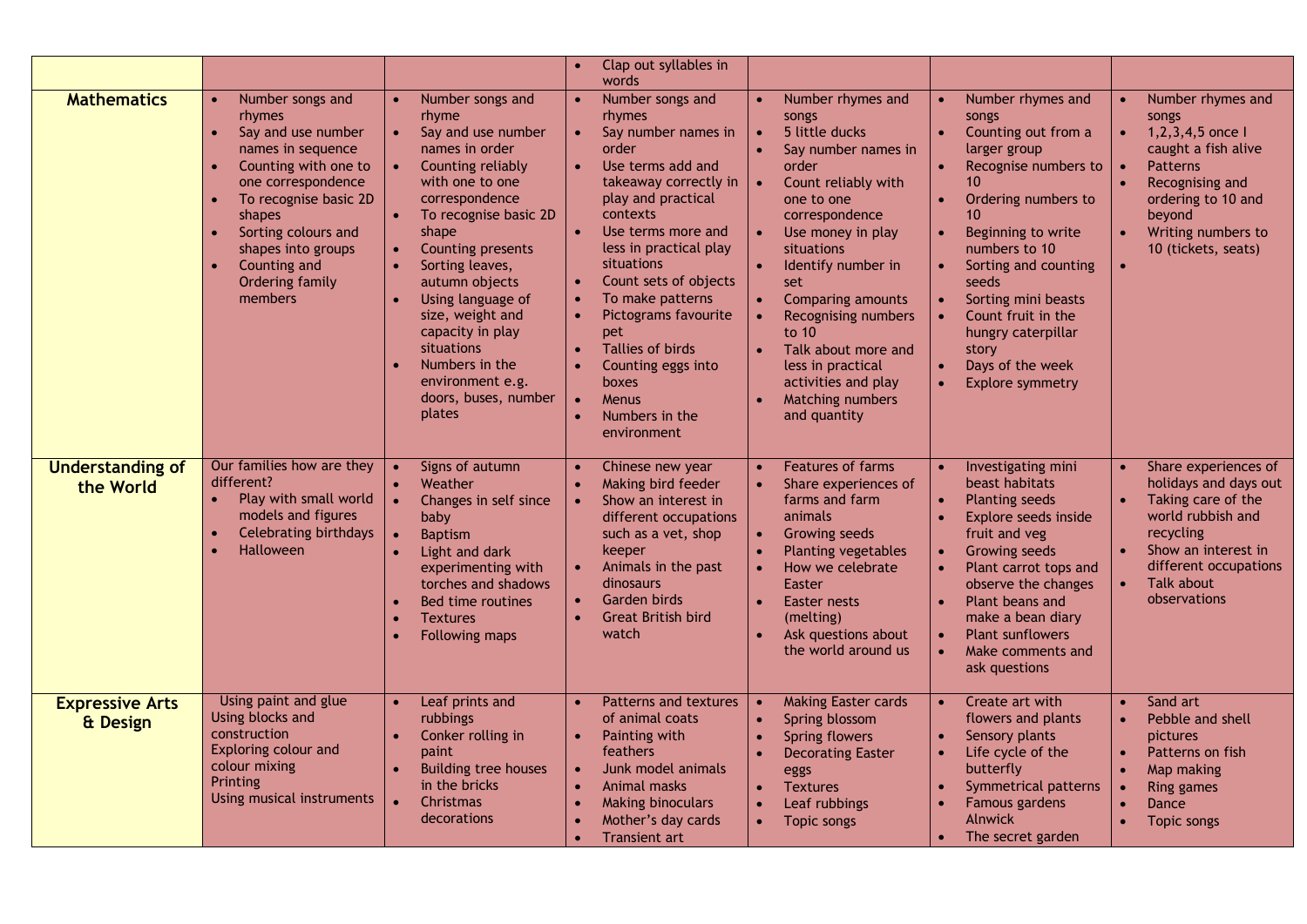| | | | | | | |
|---|---|---|---|---|---|---|
| | | | • Clap out syllables in words | | | |
| **Mathematics** | • Number songs and rhymes<br>• Say and use number names in sequence<br>• Counting with one to one correspondence<br>• To recognise basic 2D shapes<br>• Sorting colours and shapes into groups<br>• Counting and Ordering family members | • Number songs and rhyme<br>• Say and use number names in order<br>• Counting reliably with one to one correspondence<br>• To recognise basic 2D shape<br>• Counting presents<br>• Sorting leaves, autumn objects<br>• Using language of size, weight and capacity in play situations<br>• Numbers in the environment e.g. doors, buses, number plates | • Number songs and rhymes<br>• Say number names in order<br>• Use terms add and takeaway correctly in play and practical contexts<br>• Use terms more and less in practical play situations<br>• Count sets of objects<br>• To make patterns<br>• Pictograms favourite pet<br>• Tallies of birds<br>• Counting eggs into boxes<br>• Menus<br>• Numbers in the environment | • Number rhymes and songs<br>• 5 little ducks<br>• Say number names in order<br>• Count reliably with one to one correspondence<br>• Use money in play situations<br>• Identify number in set<br>• Comparing amounts<br>• Recognising numbers to 10<br>• Talk about more and less in practical activities and play<br>• Matching numbers and quantity | • Number rhymes and songs<br>• Counting out from a larger group<br>• Recognise numbers to 10<br>• Ordering numbers to 10<br>• Beginning to write numbers to 10<br>• Sorting and counting seeds<br>• Sorting mini beasts<br>• Count fruit in the hungry caterpillar story<br>• Days of the week<br>• Explore symmetry | • Number rhymes and songs<br>• 1,2,3,4,5 once I caught a fish alive<br>• Patterns<br>• Recognising and ordering to 10 and beyond<br>• Writing numbers to 10 (tickets, seats)<br>• |
| **Understanding of the World** | Our families how are they different?<br>• Play with small world models and figures<br>• Celebrating birthdays<br>• Halloween | • Signs of autumn<br>• Weather<br>• Changes in self since baby<br>• Baptism<br>• Light and dark experimenting with torches and shadows<br>• Bed time routines<br>• Textures<br>• Following maps | • Chinese new year<br>• Making bird feeder<br>• Show an interest in different occupations such as a vet, shop keeper<br>• Animals in the past dinosaurs<br>• Garden birds<br>• Great British bird watch | • Features of farms<br>• Share experiences of farms and farm animals<br>• Growing seeds<br>• Planting vegetables<br>• How we celebrate Easter<br>• Easter nests (melting)<br>• Ask questions about the world around us | • Investigating mini beast habitats<br>• Planting seeds<br>• Explore seeds inside fruit and veg<br>• Growing seeds<br>• Plant carrot tops and observe the changes<br>• Plant beans and make a bean diary<br>• Plant sunflowers<br>• Make comments and ask questions | • Share experiences of holidays and days out<br>• Taking care of the world rubbish and recycling<br>• Show an interest in different occupations<br>• Talk about observations |
| **Expressive Arts & Design** | Using paint and glue<br>Using blocks and construction<br>Exploring colour and colour mixing<br>Printing<br>Using musical instruments | • Leaf prints and rubbings<br>• Conker rolling in paint<br>• Building tree houses in the bricks<br>• Christmas decorations | • Patterns and textures of animal coats<br>• Painting with feathers<br>• Junk model animals<br>• Animal masks<br>• Making binoculars<br>• Mother's day cards<br>• Transient art | • Making Easter cards<br>• Spring blossom<br>• Spring flowers<br>• Decorating Easter eggs<br>• Textures<br>• Leaf rubbings<br>• Topic songs | • Create art with flowers and plants<br>• Sensory plants<br>• Life cycle of the butterfly<br>• Symmetrical patterns<br>• Famous gardens Alnwick<br>• The secret garden | • Sand art<br>• Pebble and shell pictures<br>• Patterns on fish<br>• Map making<br>• Ring games<br>• Dance<br>• Topic songs |